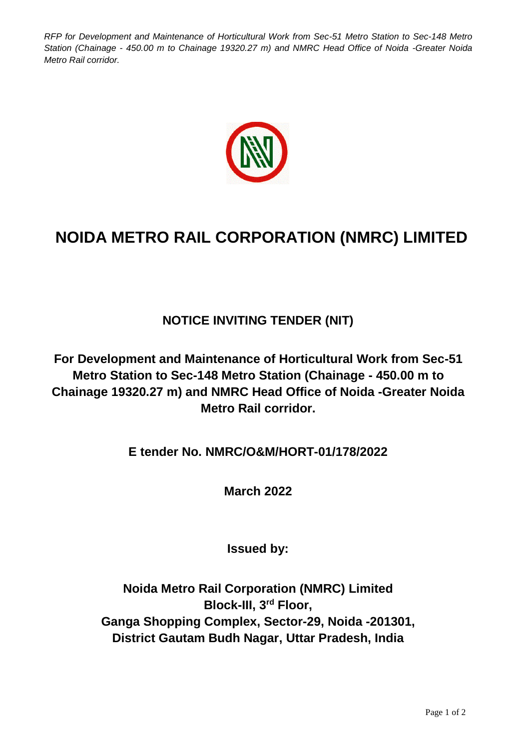*RFP for Development and Maintenance of Horticultural Work from Sec-51 Metro Station to Sec-148 Metro Station (Chainage - 450.00 m to Chainage 19320.27 m) and NMRC Head Office of Noida -Greater Noida Metro Rail corridor.*

# NOIDA METRO RAIL CORPORATION (NMRC) LIMITED

## NOTICE INVITING TENDER (NIT)

## For Development and Maintenance of Horticultural Work from Sec-51 Metro Station to Sec-148 Metro Station (Chainage - 450.00 m to Chainage 19320.27 m) and NMRC Head Office of Noida -Greater Noida Metro Rail corridor.

**E tender No. NMRC/O&M/HORT-01/178/2022**

**March 2022**

**Issued by:**

**Noida Metro Rail Corporation (NMRC) Limited**
**Block-III, 3rd Floor,**
**Ganga Shopping Complex, Sector-29, Noida -201301,**
**District Gautam Budh Nagar, Uttar Pradesh, India**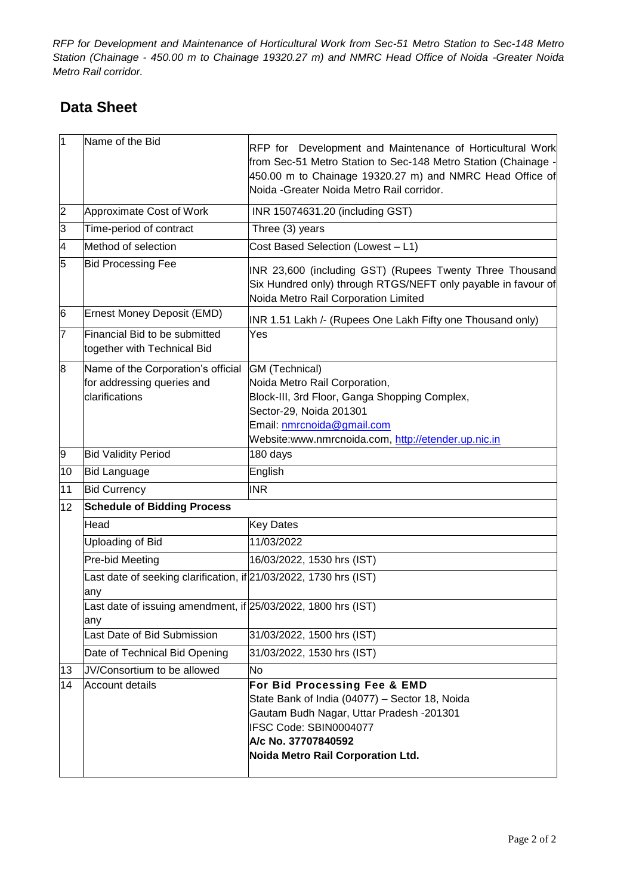*RFP for Development and Maintenance of Horticultural Work from Sec-51 Metro Station to Sec-148 Metro Station (Chainage - 450.00 m to Chainage 19320.27 m) and NMRC Head Office of Noida -Greater Noida Metro Rail corridor.*

## Data Sheet

| | | |
|---|---|---|
| 1 | Name of the Bid | RFP for Development and Maintenance of Horticultural Work from Sec-51 Metro Station to Sec-148 Metro Station (Chainage - 450.00 m to Chainage 19320.27 m) and NMRC Head Office of Noida -Greater Noida Metro Rail corridor. |
| 2 | Approximate Cost of Work | INR 15074631.20 (including GST) |
| 3 | Time-period of contract | Three (3) years |
| 4 | Method of selection | Cost Based Selection (Lowest – L1) |
| 5 | Bid Processing Fee | INR 23,600 (including GST) (Rupees Twenty Three Thousand Six Hundred only) through RTGS/NEFT only payable in favour of Noida Metro Rail Corporation Limited |
| 6 | Ernest Money Deposit (EMD) | INR 1.51 Lakh /- (Rupees One Lakh Fifty one Thousand only) |
| 7 | Financial Bid to be submitted together with Technical Bid | Yes |
| 8 | Name of the Corporation's official for addressing queries and clarifications | GM (Technical)<br>Noida Metro Rail Corporation,<br>Block-III, 3rd Floor, Ganga Shopping Complex,<br>Sector-29, Noida 201301<br>Email: nmrcnoida@gmail.com<br>Website:www.nmrcnoida.com, http://etender.up.nic.in |
| 9 | Bid Validity Period | 180 days |
| 10 | Bid Language | English |
| 11 | Bid Currency | INR |
| 12 | **Schedule of Bidding Process** | |
| | Head | Key Dates |
| | Uploading of Bid | 11/03/2022 |
| | Pre-bid Meeting | 16/03/2022, 1530 hrs (IST) |
| | Last date of seeking clarification, if any | 21/03/2022, 1730 hrs (IST) |
| | Last date of issuing amendment, if any | 25/03/2022, 1800 hrs (IST) |
| | Last Date of Bid Submission | 31/03/2022, 1500 hrs (IST) |
| | Date of Technical Bid Opening | 31/03/2022, 1530 hrs (IST) |
| 13 | JV/Consortium to be allowed | No |
| 14 | Account details | **For Bid Processing Fee & EMD**<br>State Bank of India (04077) – Sector 18, Noida<br>Gautam Budh Nagar, Uttar Pradesh -201301<br>IFSC Code: SBIN0004077<br>**A/c No. 37707840592**<br>**Noida Metro Rail Corporation Ltd.** |